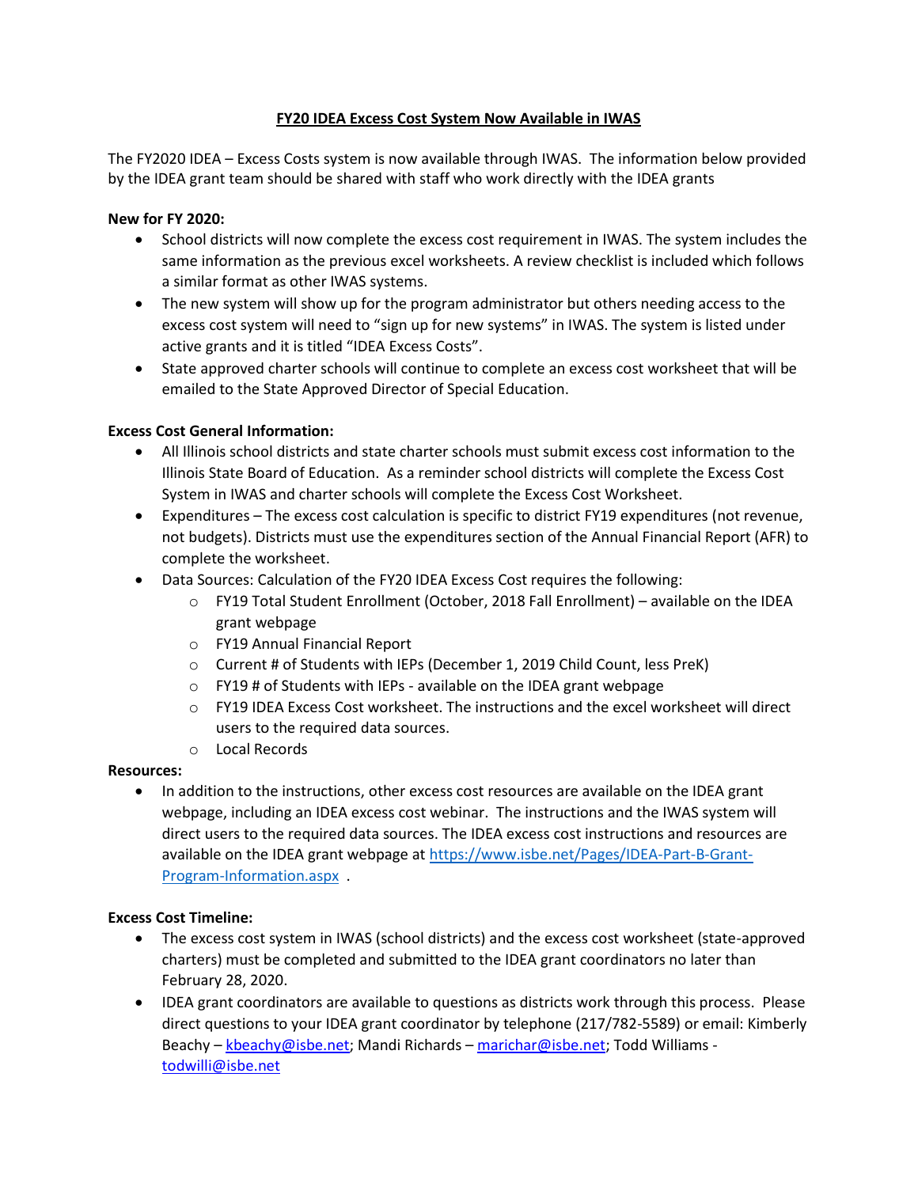# FY20 IDEA Excess Cost System Now Available in IWAS

The FY2020 IDEA – Excess Costs system is now available through IWAS. The information below provided by the IDEA grant team should be shared with staff who work directly with the IDEA grants

**New for FY 2020:**

- School districts will now complete the excess cost requirement in IWAS. The system includes the same information as the previous excel worksheets. A review checklist is included which follows a similar format as other IWAS systems.
- The new system will show up for the program administrator but others needing access to the excess cost system will need to "sign up for new systems" in IWAS. The system is listed under active grants and it is titled "IDEA Excess Costs".
- State approved charter schools will continue to complete an excess cost worksheet that will be emailed to the State Approved Director of Special Education.

**Excess Cost General Information:**

- All Illinois school districts and state charter schools must submit excess cost information to the Illinois State Board of Education. As a reminder school districts will complete the Excess Cost System in IWAS and charter schools will complete the Excess Cost Worksheet.
- Expenditures – The excess cost calculation is specific to district FY19 expenditures (not revenue, not budgets). Districts must use the expenditures section of the Annual Financial Report (AFR) to complete the worksheet.
- Data Sources: Calculation of the FY20 IDEA Excess Cost requires the following:
  - FY19 Total Student Enrollment (October, 2018 Fall Enrollment) – available on the IDEA grant webpage
  - FY19 Annual Financial Report
  - Current # of Students with IEPs (December 1, 2019 Child Count, less PreK)
  - FY19 # of Students with IEPs - available on the IDEA grant webpage
  - FY19 IDEA Excess Cost worksheet. The instructions and the excel worksheet will direct users to the required data sources.
  - Local Records

**Resources:**

- In addition to the instructions, other excess cost resources are available on the IDEA grant webpage, including an IDEA excess cost webinar. The instructions and the IWAS system will direct users to the required data sources. The IDEA excess cost instructions and resources are available on the IDEA grant webpage at [https://www.isbe.net/Pages/IDEA-Part-B-Grant-Program-Information.aspx](https://www.isbe.net/Pages/IDEA-Part-B-Grant-Program-Information.aspx) .

**Excess Cost Timeline:**

- The excess cost system in IWAS (school districts) and the excess cost worksheet (state-approved charters) must be completed and submitted to the IDEA grant coordinators no later than February 28, 2020.
- IDEA grant coordinators are available to questions as districts work through this process. Please direct questions to your IDEA grant coordinator by telephone (217/782-5589) or email: Kimberly Beachy – kbeachy@isbe.net; Mandi Richards – marichar@isbe.net; Todd Williams - todwilli@isbe.net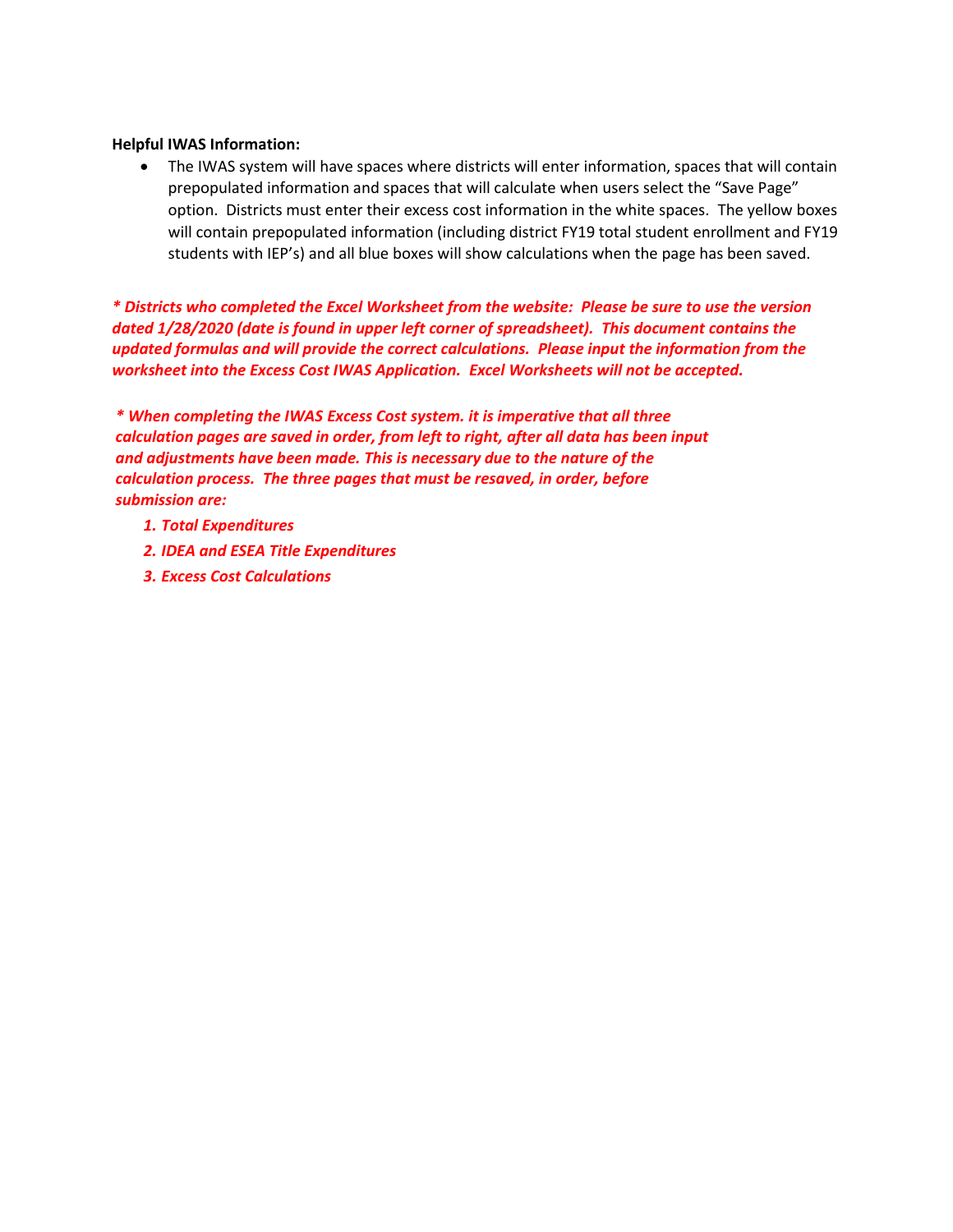**Helpful IWAS Information:**

- The IWAS system will have spaces where districts will enter information, spaces that will contain prepopulated information and spaces that will calculate when users select the "Save Page" option. Districts must enter their excess cost information in the white spaces. The yellow boxes will contain prepopulated information (including district FY19 total student enrollment and FY19 students with IEP's) and all blue boxes will show calculations when the page has been saved.

***\* Districts who completed the Excel Worksheet from the website: Please be sure to use the version dated 1/28/2020 (date is found in upper left corner of spreadsheet). This document contains the updated formulas and will provide the correct calculations. Please input the information from the worksheet into the Excess Cost IWAS Application. Excel Worksheets will not be accepted.***

***\* When completing the IWAS Excess Cost system. it is imperative that all three calculation pages are saved in order, from left to right, after all data has been input and adjustments have been made. This is necessary due to the nature of the calculation process. The three pages that must be resaved, in order, before submission are:***

1. ***Total Expenditures***
2. ***IDEA and ESEA Title Expenditures***
3. ***Excess Cost Calculations***